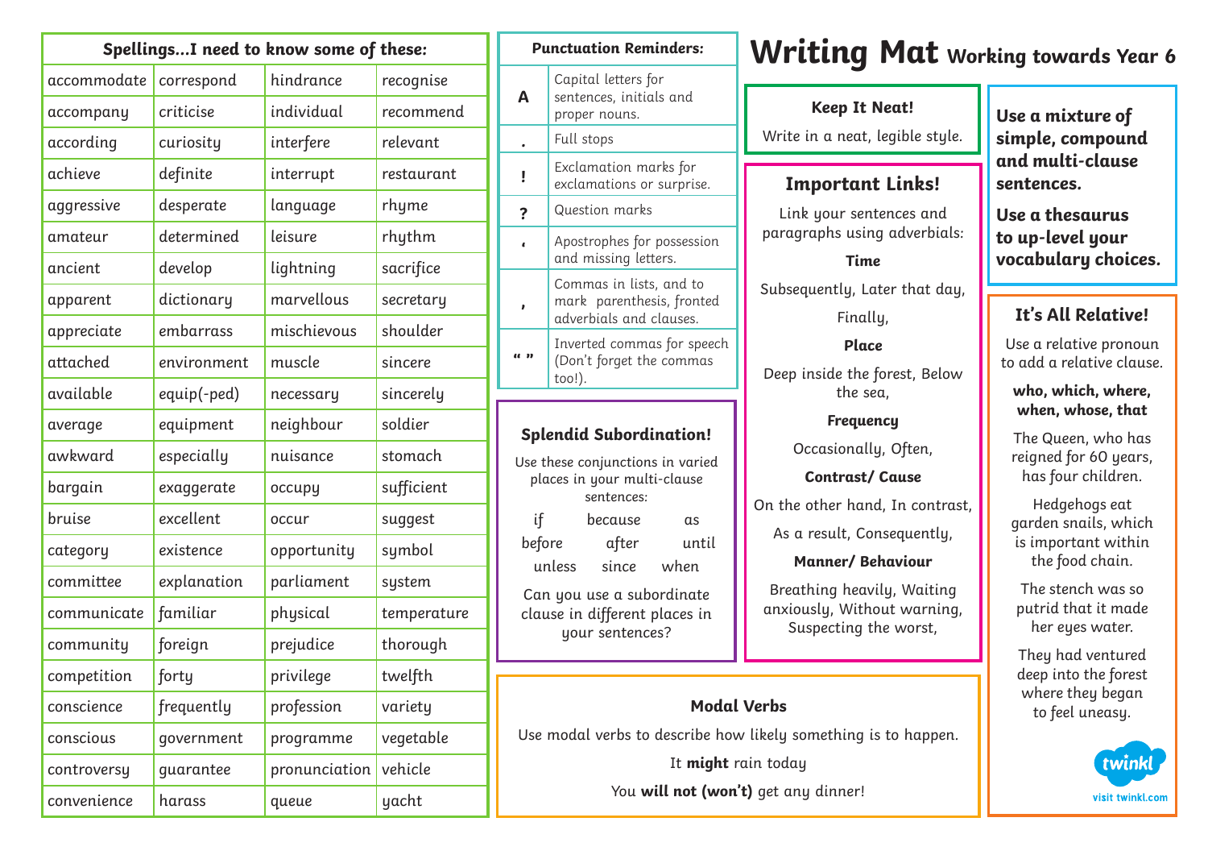# Writing Mat Working towards Year 6

## Spellings…I need to know some of these:

| | | | |
|---|---|---|---|
| accommodate | correspond | hindrance | recognise |
| accompany | criticise | individual | recommend |
| according | curiosity | interfere | relevant |
| achieve | definite | interrupt | restaurant |
| aggressive | desperate | language | rhyme |
| amateur | determined | leisure | rhythm |
| ancient | develop | lightning | sacrifice |
| apparent | dictionary | marvellous | secretary |
| appreciate | embarrass | mischievous | shoulder |
| attached | environment | muscle | sincere |
| available | equip(-ped) | necessary | sincerely |
| average | equipment | neighbour | soldier |
| awkward | especially | nuisance | stomach |
| bargain | exaggerate | occupy | sufficient |
| bruise | excellent | occur | suggest |
| category | existence | opportunity | symbol |
| committee | explanation | parliament | system |
| communicate | familiar | physical | temperature |
| community | foreign | prejudice | thorough |
| competition | forty | privilege | twelfth |
| conscience | frequently | profession | variety |
| conscious | government | programme | vegetable |
| controversy | guarantee | pronunciation | vehicle |
| convenience | harass | queue | yacht |

## Punctuation Reminders:

| | |
|---|---|
| A | Capital letters for sentences, initials and proper nouns. |
| . | Full stops |
| ! | Exclamation marks for exclamations or surprise. |
| ? | Question marks |
| ' | Apostrophes for possession and missing letters. |
| , | Commas in lists, and to mark parenthesis, fronted adverbials and clauses. |
| " " | Inverted commas for speech (Don't forget the commas too!). |

## Splendid Subordination!

Use these conjunctions in varied places in your multi-clause sentences:

if because as
before after until
unless since when

Can you use a subordinate clause in different places in your sentences?

## Keep It Neat!

Write in a neat, legible style.

## Important Links!

Link your sentences and paragraphs using adverbials:

**Time**

Subsequently, Later that day, Finally,

**Place**

Deep inside the forest, Below the sea,

**Frequency**

Occasionally, Often,

**Contrast/ Cause**

On the other hand, In contrast,

As a result, Consequently,

**Manner/ Behaviour**

Breathing heavily, Waiting anxiously, Without warning, Suspecting the worst,

**Use a mixture of simple, compound and multi-clause sentences.**

**Use a thesaurus to up-level your vocabulary choices.**

## It's All Relative!

Use a relative pronoun to add a relative clause.

**who, which, where, when, whose, that**

The Queen, who has reigned for 60 years, has four children.

Hedgehogs eat garden snails, which is important within the food chain.

The stench was so putrid that it made her eyes water.

They had ventured deep into the forest where they began to feel uneasy.

## Modal Verbs

Use modal verbs to describe how likely something is to happen.

It **might** rain today

You **will not (won't)** get any dinner!

twinkl
visit twinkl.com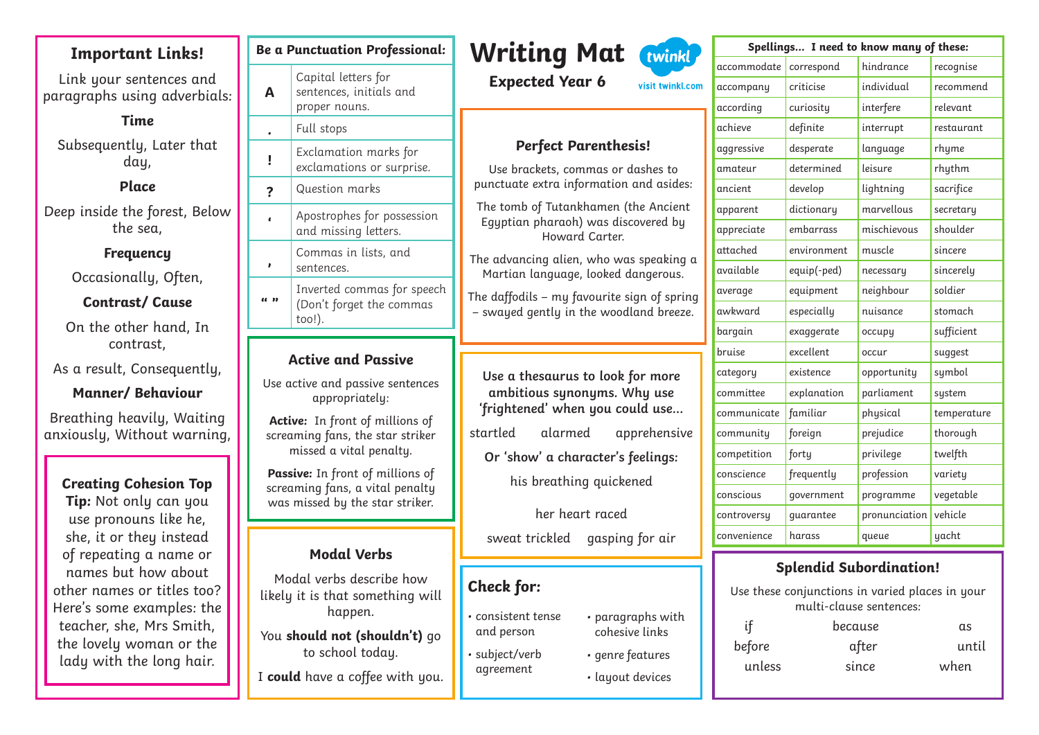# Writing Mat

**Expected Year 6**

twinkl
visit twinkl.com

## Important Links!

Link your sentences and paragraphs using adverbials:

**Time**

Subsequently, Later that day,

**Place**

Deep inside the forest, Below the sea,

**Frequency**

Occasionally, Often,

**Contrast/ Cause**

On the other hand, In contrast,

As a result, Consequently,

**Manner/ Behaviour**

Breathing heavily, Waiting anxiously, Without warning,

**Creating Cohesion Top Tip:** Not only can you use pronouns like he, she, it or they instead of repeating a name or names but how about other names or titles too? Here's some examples: the teacher, she, Mrs Smith, the lovely woman or the lady with the long hair.

## Be a Punctuation Professional:

| | |
|---|---|
| A | Capital letters for sentences, initials and proper nouns. |
| . | Full stops |
| ! | Exclamation marks for exclamations or surprise. |
| ? | Question marks |
| ' | Apostrophes for possession and missing letters. |
| , | Commas in lists, and sentences. |
| " " | Inverted commas for speech (Don't forget the commas too!). |

## Active and Passive

Use active and passive sentences appropriately:

**Active:** In front of millions of screaming fans, the star striker missed a vital penalty.

**Passive:** In front of millions of screaming fans, a vital penalty was missed by the star striker.

## Modal Verbs

Modal verbs describe how likely it is that something will happen.

You **should not (shouldn't)** go to school today.

I **could** have a coffee with you.

## Perfect Parenthesis!

Use brackets, commas or dashes to punctuate extra information and asides:

The tomb of Tutankhamen (the Ancient Egyptian pharaoh) was discovered by Howard Carter.

The advancing alien, who was speaking a Martian language, looked dangerous.

The daffodils – my favourite sign of spring – swayed gently in the woodland breeze.

**Use a thesaurus to look for more ambitious synonyms. Why use 'frightened' when you could use...**

startled alarmed apprehensive

**Or 'show' a character's feelings:**

his breathing quickened

her heart raced

sweat trickled gasping for air

## Check for:

- consistent tense and person
- subject/verb agreement
- paragraphs with cohesive links
- genre features
- layout devices

## Spellings... I need to know many of these:

| | | | |
|---|---|---|---|
| accommodate | correspond | hindrance | recognise |
| accompany | criticise | individual | recommend |
| according | curiosity | interfere | relevant |
| achieve | definite | interrupt | restaurant |
| aggressive | desperate | language | rhyme |
| amateur | determined | leisure | rhythm |
| ancient | develop | lightning | sacrifice |
| apparent | dictionary | marvellous | secretary |
| appreciate | embarrass | mischievous | shoulder |
| attached | environment | muscle | sincere |
| available | equip(-ped) | necessary | sincerely |
| average | equipment | neighbour | soldier |
| awkward | especially | nuisance | stomach |
| bargain | exaggerate | occupy | sufficient |
| bruise | excellent | occur | suggest |
| category | existence | opportunity | symbol |
| committee | explanation | parliament | system |
| communicate | familiar | physical | temperature |
| community | foreign | prejudice | thorough |
| competition | forty | privilege | twelfth |
| conscience | frequently | profession | variety |
| conscious | government | programme | vegetable |
| controversy | guarantee | pronunciation | vehicle |
| convenience | harass | queue | yacht |

## Splendid Subordination!

Use these conjunctions in varied places in your multi-clause sentences:

| | | |
|---|---|---|
| if | because | as |
| before | after | until |
| unless | since | when |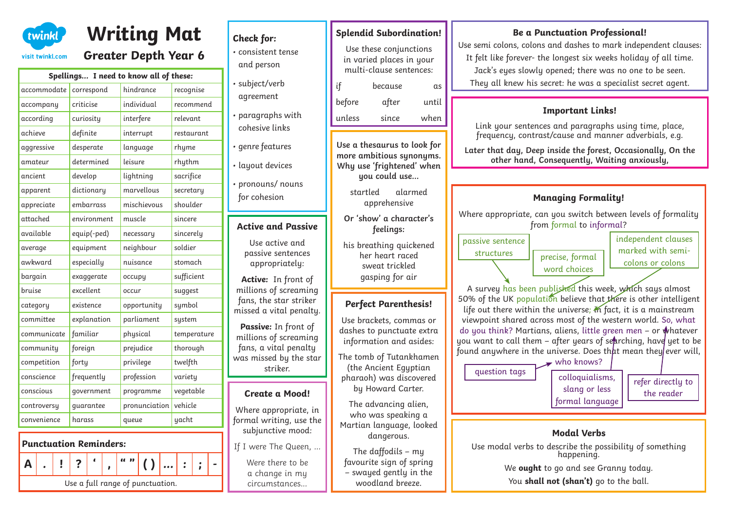# Writing Mat

## Greater Depth Year 6

visit twinkl.com

### Spellings... I need to know all of these:

| | | | |
|---|---|---|---|
| accommodate | correspond | hindrance | recognise |
| accompany | criticise | individual | recommend |
| according | curiosity | interfere | relevant |
| achieve | definite | interrupt | restaurant |
| aggressive | desperate | language | rhyme |
| amateur | determined | leisure | rhythm |
| ancient | develop | lightning | sacrifice |
| apparent | dictionary | marvellous | secretary |
| appreciate | embarrass | mischievous | shoulder |
| attached | environment | muscle | sincere |
| available | equip(-ped) | necessary | sincerely |
| average | equipment | neighbour | soldier |
| awkward | especially | nuisance | stomach |
| bargain | exaggerate | occupy | sufficient |
| bruise | excellent | occur | suggest |
| category | existence | opportunity | symbol |
| committee | explanation | parliament | system |
| communicate | familiar | physical | temperature |
| community | foreign | prejudice | thorough |
| competition | forty | privilege | twelfth |
| conscience | frequently | profession | variety |
| conscious | government | programme | vegetable |
| controversy | guarantee | pronunciation | vehicle |
| convenience | harass | queue | yacht |

### Punctuation Reminders:

| | | | | | | | | | | | |
|---|---|---|---|---|---|---|---|---|---|---|---|
| A | . | ! | ? | ‘ | , | “ ” | ( ) | ... | : | ; | - |

Use a full range of punctuation.

### Check for:

- consistent tense and person
- subject/verb agreement
- paragraphs with cohesive links
- genre features
- layout devices
- pronouns/ nouns for cohesion

### Active and Passive

Use active and passive sentences appropriately:

**Active:** In front of millions of screaming fans, the star striker missed a vital penalty.

**Passive:** In front of millions of screaming fans, a vital penalty was missed by the star striker.

### Create a Mood!

Where appropriate, in formal writing, use the subjunctive mood:

If I were The Queen, ...

Were there to be a change in my circumstances...

### Splendid Subordination!

Use these conjunctions in varied places in your multi-clause sentences:

| | | |
|---|---|---|
| if | because | as |
| before | after | until |
| unless | since | when |

**Use a thesaurus to look for more ambitious synonyms. Why use ‘frightened’ when you could use...**

startled alarmed apprehensive

**Or ‘show’ a character’s feelings:**

his breathing quickened
her heart raced
sweat trickled
gasping for air

### Perfect Parenthesis!

Use brackets, commas or dashes to punctuate extra information and asides:

The tomb of Tutankhamen (the Ancient Egyptian pharaoh) was discovered by Howard Carter.

The advancing alien, who was speaking a Martian language, looked dangerous.

The daffodils – my favourite sign of spring – swayed gently in the woodland breeze.

### Be a Punctuation Professional!

Use semi colons, colons and dashes to mark independent clauses:

It felt like forever- the longest six weeks holiday of all time.

Jack’s eyes slowly opened; there was no one to be seen.

They all knew his secret: he was a specialist secret agent.

### Important Links!

Link your sentences and paragraphs using time, place, frequency, contrast/cause and manner adverbials, e.g.

**Later that day, Deep inside the forest, Occasionally, On the other hand, Consequently, Waiting anxiously,**

### Managing Formality!

Where appropriate, can you switch between levels of formality from formal to informal?

passive sentence structures

precise, formal word choices

independent clauses marked with semi-colons or colons

A survey has been published this week, which says almost 50% of the UK population believe that there is other intelligent life out there within the universe; in fact, it is a mainstream viewpoint shared across most of the western world. So, what do you think? Martians, aliens, little green men – or whatever you want to call them – after years of searching, have yet to be found anywhere in the universe. Does that mean they ever will, who knows?

question tags

colloquialisms, slang or less formal language

refer directly to the reader

### Modal Verbs

Use modal verbs to describe the possibility of something happening.

We **ought** to go and see Granny today.

You **shall not (shan’t)** go to the ball.